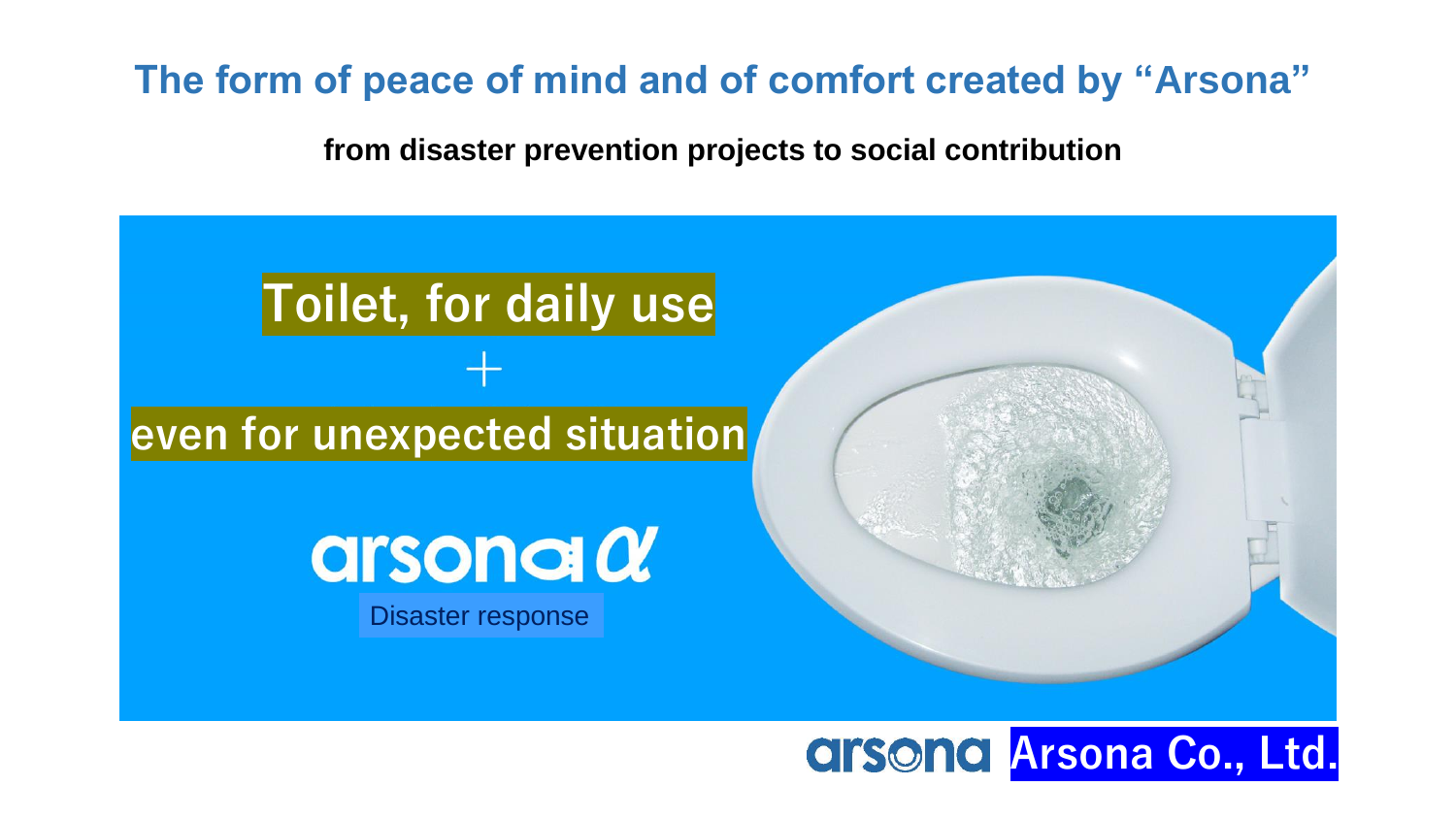# The form of peace of mind and of comfort created by “Arsona”

**from disaster prevention projects to social contribution**

## Toilet, for daily use

＋

## even for unexpected situation

arsona α

Disaster response

arsona **Arsona Co., Ltd.**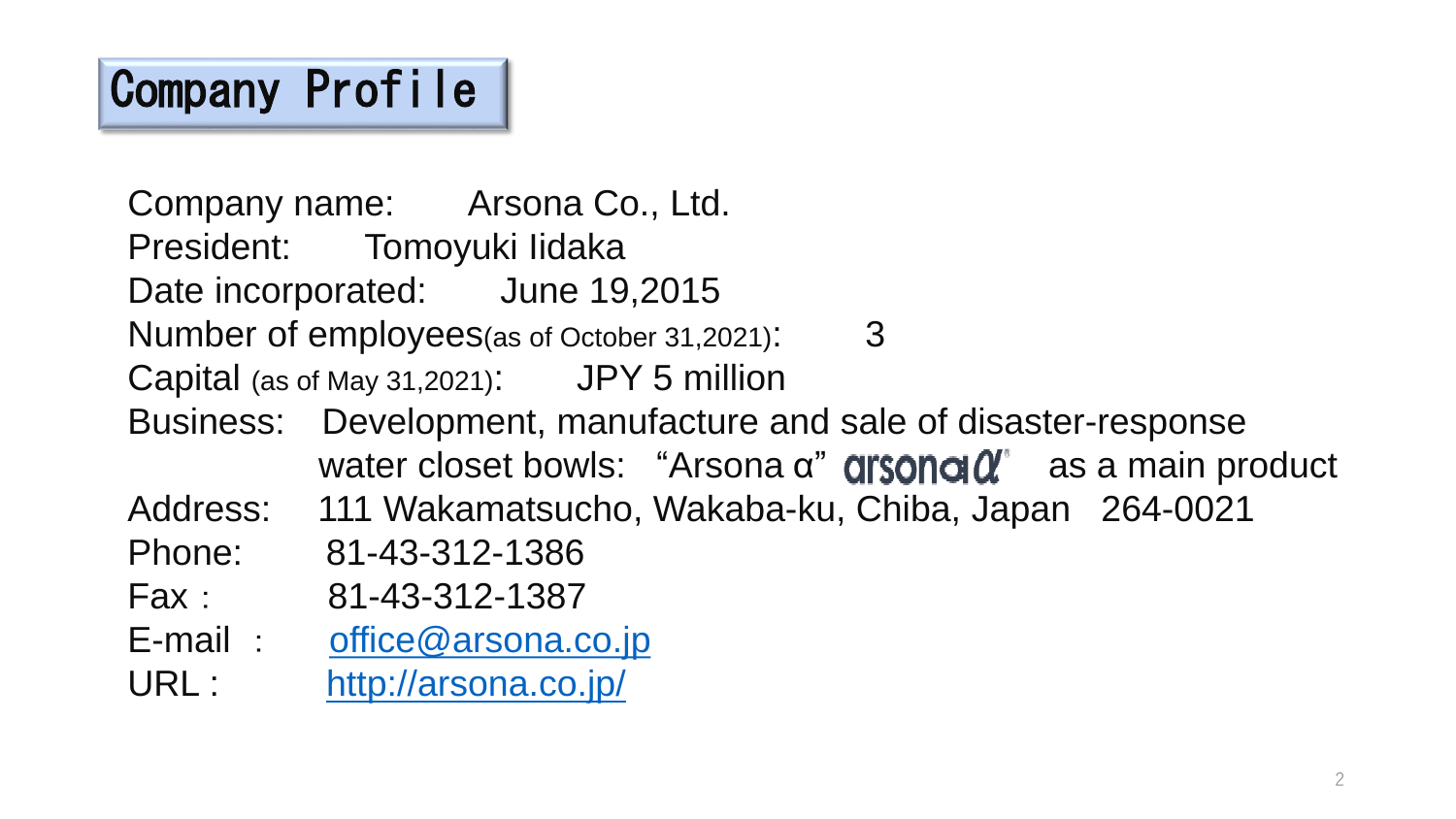# Company Profile

Company name: Arsona Co., Ltd.
President: Tomoyuki Iidaka
Date incorporated: June 19,2015
Number of employees(as of October 31,2021): 3
Capital (as of May 31,2021): JPY 5 million
Business: Development, manufacture and sale of disaster-response water closet bowls: "Arsona α" arsona α as a main product
Address: 111 Wakamatsucho, Wakaba-ku, Chiba, Japan 264-0021
Phone: 81-43-312-1386
Fax : 81-43-312-1387
E-mail : office@arsona.co.jp
URL : http://arsona.co.jp/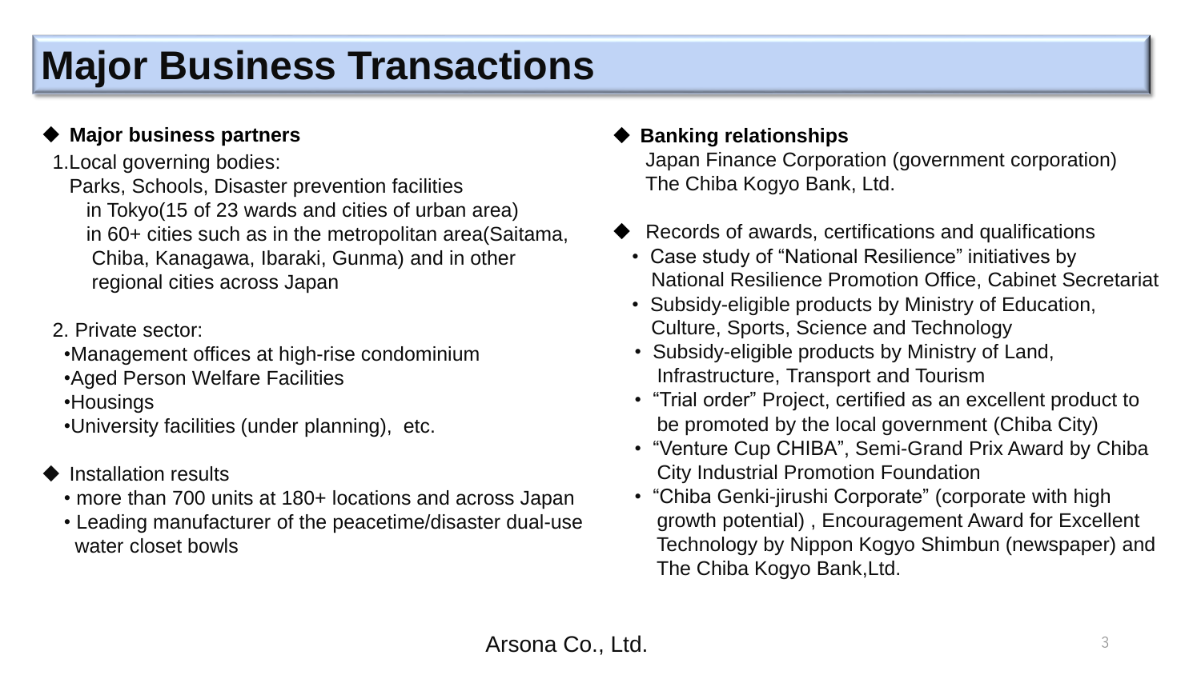# Major Business Transactions

◆ **Major business partners**

1.Local governing bodies:

Parks, Schools, Disaster prevention facilities
in Tokyo(15 of 23 wards and cities of urban area)
in 60+ cities such as in the metropolitan area(Saitama, Chiba, Kanagawa, Ibaraki, Gunma) and in other regional cities across Japan

2. Private sector:

- Management offices at high-rise condominium
- Aged Person Welfare Facilities
- Housings
- University facilities (under planning), etc.

◆ Installation results

- more than 700 units at 180+ locations and across Japan
- Leading manufacturer of the peacetime/disaster dual-use water closet bowls

◆ **Banking relationships**

Japan Finance Corporation (government corporation)
The Chiba Kogyo Bank, Ltd.

◆ Records of awards, certifications and qualifications

- Case study of "National Resilience" initiatives by National Resilience Promotion Office, Cabinet Secretariat
- Subsidy-eligible products by Ministry of Education, Culture, Sports, Science and Technology
- Subsidy-eligible products by Ministry of Land, Infrastructure, Transport and Tourism
- "Trial order" Project, certified as an excellent product to be promoted by the local government (Chiba City)
- "Venture Cup CHIBA", Semi-Grand Prix Award by Chiba City Industrial Promotion Foundation
- "Chiba Genki-jirushi Corporate" (corporate with high growth potential) , Encouragement Award for Excellent Technology by Nippon Kogyo Shimbun (newspaper) and The Chiba Kogyo Bank,Ltd.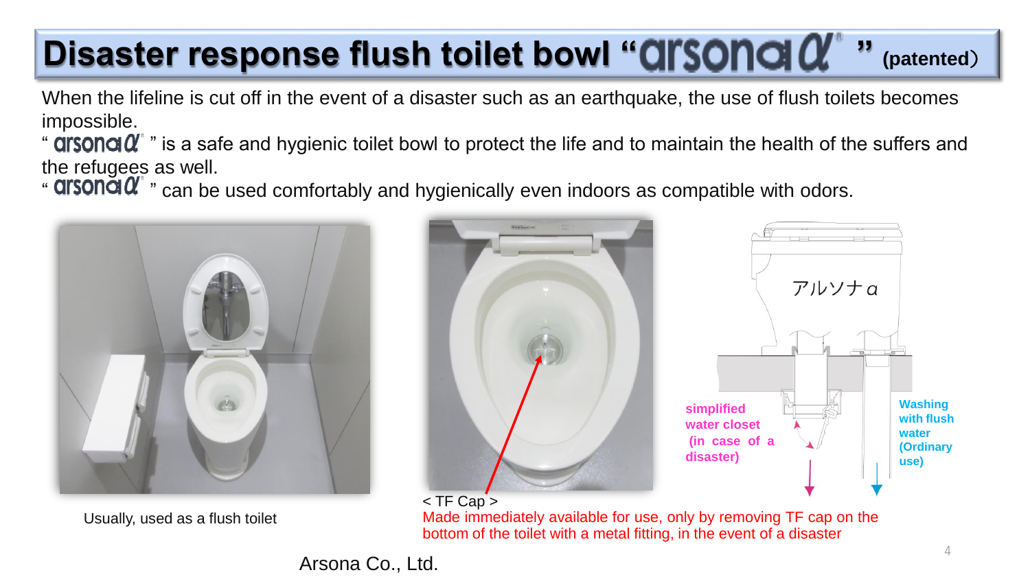# Disaster response flush toilet bowl "arsona α" (patented)

When the lifeline is cut off in the event of a disaster such as an earthquake, the use of flush toilets becomes impossible.

" arsona α " is a safe and hygienic toilet bowl to protect the life and to maintain the health of the suffers and the refugees as well.

" arsona α " can be used comfortably and hygienically even indoors as compatible with odors.

Usually, used as a flush toilet

< TF Cap >

アルソナα

simplified water closet (in case of a disaster)

Washing with flush water (Ordinary use)

Made immediately available for use, only by removing TF cap on the bottom of the toilet with a metal fitting, in the event of a disaster

Arsona Co., Ltd.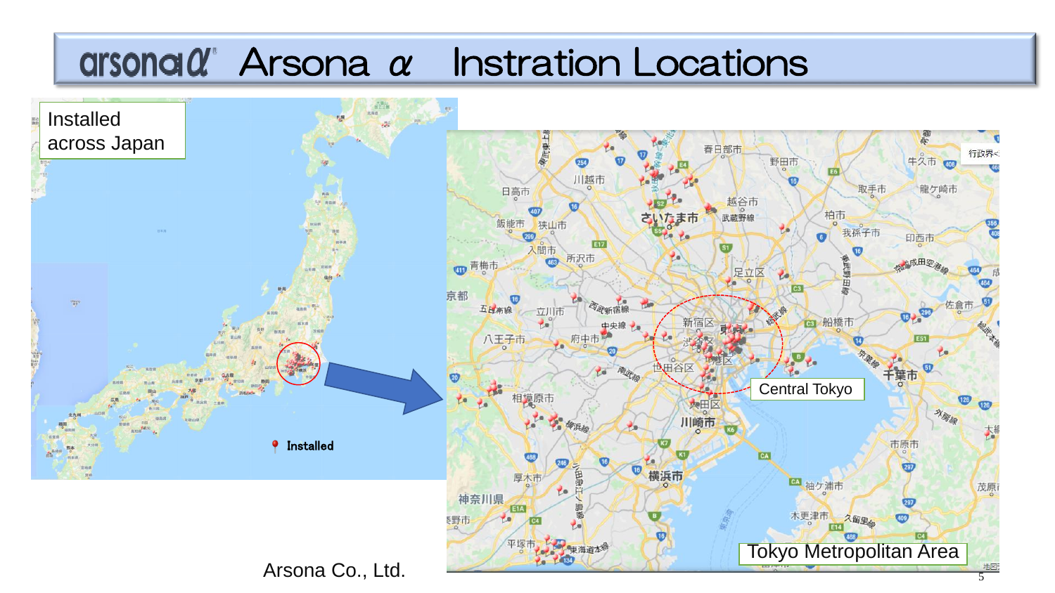# arsona α Arsona α Instration Locations

Installed across Japan

Installed

Central Tokyo

Tokyo Metropolitan Area

Arsona Co., Ltd.